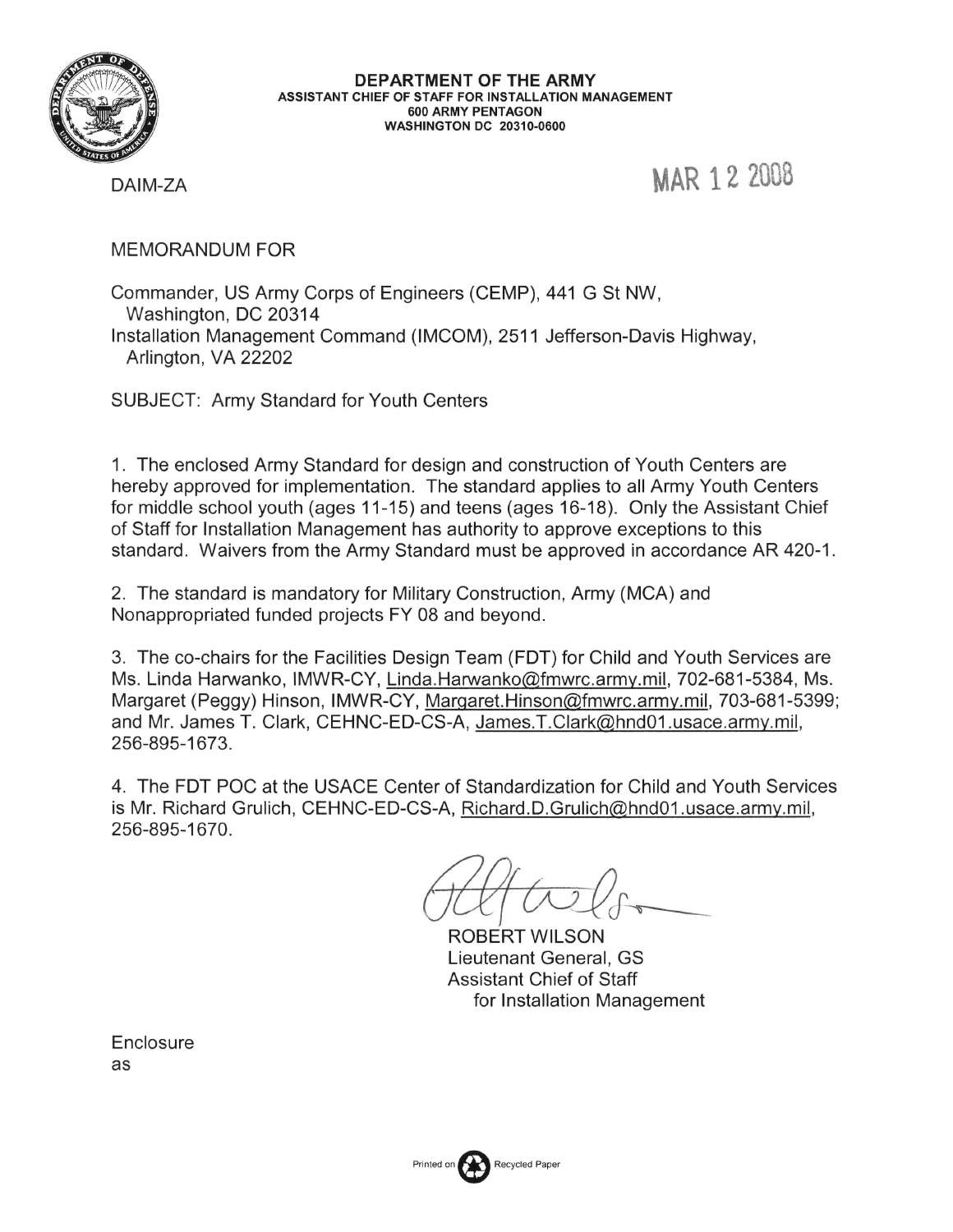**DEPARTMENT OF THE ARMY**
**ASSISTANT CHIEF OF STAFF FOR INSTALLATION MANAGEMENT**
**600 ARMY PENTAGON**
**WASHINGTON DC 20310-0600**

DAIM-ZA

MAR 12 2008

MEMORANDUM FOR

Commander, US Army Corps of Engineers (CEMP), 441 G St NW,
Washington, DC 20314
Installation Management Command (IMCOM), 2511 Jefferson-Davis Highway,
Arlington, VA 22202

SUBJECT: Army Standard for Youth Centers

1. The enclosed Army Standard for design and construction of Youth Centers are hereby approved for implementation. The standard applies to all Army Youth Centers for middle school youth (ages 11-15) and teens (ages 16-18). Only the Assistant Chief of Staff for Installation Management has authority to approve exceptions to this standard. Waivers from the Army Standard must be approved in accordance AR 420-1.

2. The standard is mandatory for Military Construction, Army (MCA) and Nonappropriated funded projects FY 08 and beyond.

3. The co-chairs for the Facilities Design Team (FDT) for Child and Youth Services are Ms. Linda Harwanko, IMWR-CY, Linda.Harwanko@fmwrc.army.mil, 702-681-5384, Ms. Margaret (Peggy) Hinson, IMWR-CY, Margaret.Hinson@fmwrc.army.mil, 703-681-5399; and Mr. James T. Clark, CEHNC-ED-CS-A, James.T.Clark@hnd01.usace.army.mil, 256-895-1673.

4. The FDT POC at the USACE Center of Standardization for Child and Youth Services is Mr. Richard Grulich, CEHNC-ED-CS-A, Richard.D.Grulich@hnd01.usace.army.mil, 256-895-1670.

ROBERT WILSON
Lieutenant General, GS
Assistant Chief of Staff
for Installation Management

Enclosure
as

Printed on Recycled Paper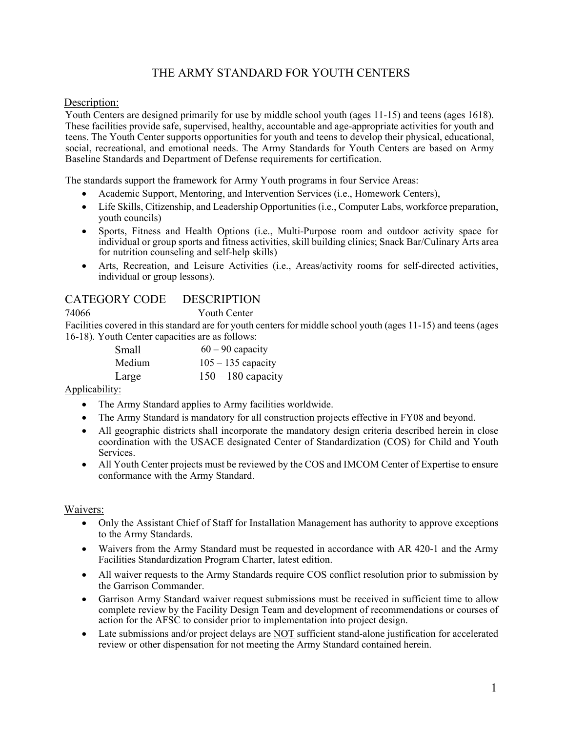# THE ARMY STANDARD FOR YOUTH CENTERS

## Description:

Youth Centers are designed primarily for use by middle school youth (ages 11-15) and teens (ages 1618). These facilities provide safe, supervised, healthy, accountable and age-appropriate activities for youth and teens. The Youth Center supports opportunities for youth and teens to develop their physical, educational, social, recreational, and emotional needs. The Army Standards for Youth Centers are based on Army Baseline Standards and Department of Defense requirements for certification.

The standards support the framework for Army Youth programs in four Service Areas:

- Academic Support, Mentoring, and Intervention Services (i.e., Homework Centers),
- Life Skills, Citizenship, and Leadership Opportunities (i.e., Computer Labs, workforce preparation, youth councils)
- Sports, Fitness and Health Options (i.e., Multi-Purpose room and outdoor activity space for individual or group sports and fitness activities, skill building clinics; Snack Bar/Culinary Arts area for nutrition counseling and self-help skills)
- Arts, Recreation, and Leisure Activities (i.e., Areas/activity rooms for self-directed activities, individual or group lessons).

## CATEGORY CODE DESCRIPTION

74066 Youth Center

Facilities covered in this standard are for youth centers for middle school youth (ages 11-15) and teens (ages 16-18). Youth Center capacities are as follows:

| | |
|---|---|
| Small | 60 – 90 capacity |
| Medium | 105 – 135 capacity |
| Large | 150 – 180 capacity |

## Applicability:

- The Army Standard applies to Army facilities worldwide.
- The Army Standard is mandatory for all construction projects effective in FY08 and beyond.
- All geographic districts shall incorporate the mandatory design criteria described herein in close coordination with the USACE designated Center of Standardization (COS) for Child and Youth Services.
- All Youth Center projects must be reviewed by the COS and IMCOM Center of Expertise to ensure conformance with the Army Standard.

## Waivers:

- Only the Assistant Chief of Staff for Installation Management has authority to approve exceptions to the Army Standards.
- Waivers from the Army Standard must be requested in accordance with AR 420-1 and the Army Facilities Standardization Program Charter, latest edition.
- All waiver requests to the Army Standards require COS conflict resolution prior to submission by the Garrison Commander.
- Garrison Army Standard waiver request submissions must be received in sufficient time to allow complete review by the Facility Design Team and development of recommendations or courses of action for the AFSC to consider prior to implementation into project design.
- Late submissions and/or project delays are NOT sufficient stand-alone justification for accelerated review or other dispensation for not meeting the Army Standard contained herein.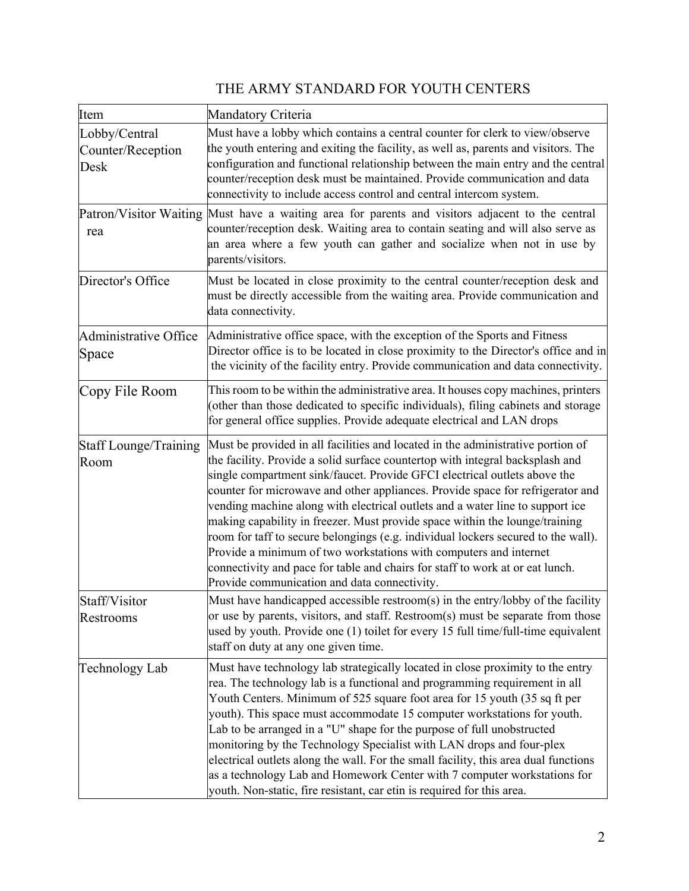# THE ARMY STANDARD FOR YOUTH CENTERS

| Item | Mandatory Criteria |
|---|---|
| Lobby/Central Counter/Reception Desk | Must have a lobby which contains a central counter for clerk to view/observe the youth entering and exiting the facility, as well as, parents and visitors. The configuration and functional relationship between the main entry and the central counter/reception desk must be maintained. Provide communication and data connectivity to include access control and central intercom system. |
| Patron/Visitor Waiting rea | Must have a waiting area for parents and visitors adjacent to the central counter/reception desk. Waiting area to contain seating and will also serve as an area where a few youth can gather and socialize when not in use by parents/visitors. |
| Director's Office | Must be located in close proximity to the central counter/reception desk and must be directly accessible from the waiting area. Provide communication and data connectivity. |
| Administrative Office Space | Administrative office space, with the exception of the Sports and Fitness Director office is to be located in close proximity to the Director's office and in the vicinity of the facility entry. Provide communication and data connectivity. |
| Copy File Room | This room to be within the administrative area. It houses copy machines, printers (other than those dedicated to specific individuals), filing cabinets and storage for general office supplies. Provide adequate electrical and LAN drops |
| Staff Lounge/Training Room | Must be provided in all facilities and located in the administrative portion of the facility. Provide a solid surface countertop with integral backsplash and single compartment sink/faucet. Provide GFCI electrical outlets above the counter for microwave and other appliances. Provide space for refrigerator and vending machine along with electrical outlets and a water line to support ice making capability in freezer. Must provide space within the lounge/training room for taff to secure belongings (e.g. individual lockers secured to the wall). Provide a minimum of two workstations with computers and internet connectivity and pace for table and chairs for staff to work at or eat lunch. Provide communication and data connectivity. |
| Staff/Visitor Restrooms | Must have handicapped accessible restroom(s) in the entry/lobby of the facility or use by parents, visitors, and staff. Restroom(s) must be separate from those used by youth. Provide one (1) toilet for every 15 full time/full-time equivalent staff on duty at any one given time. |
| Technology Lab | Must have technology lab strategically located in close proximity to the entry rea. The technology lab is a functional and programming requirement in all Youth Centers. Minimum of 525 square foot area for 15 youth (35 sq ft per youth). This space must accommodate 15 computer workstations for youth. Lab to be arranged in a "U" shape for the purpose of full unobstructed monitoring by the Technology Specialist with LAN drops and four-plex electrical outlets along the wall. For the small facility, this area dual functions as a technology Lab and Homework Center with 7 computer workstations for youth. Non-static, fire resistant, car etin is required for this area. |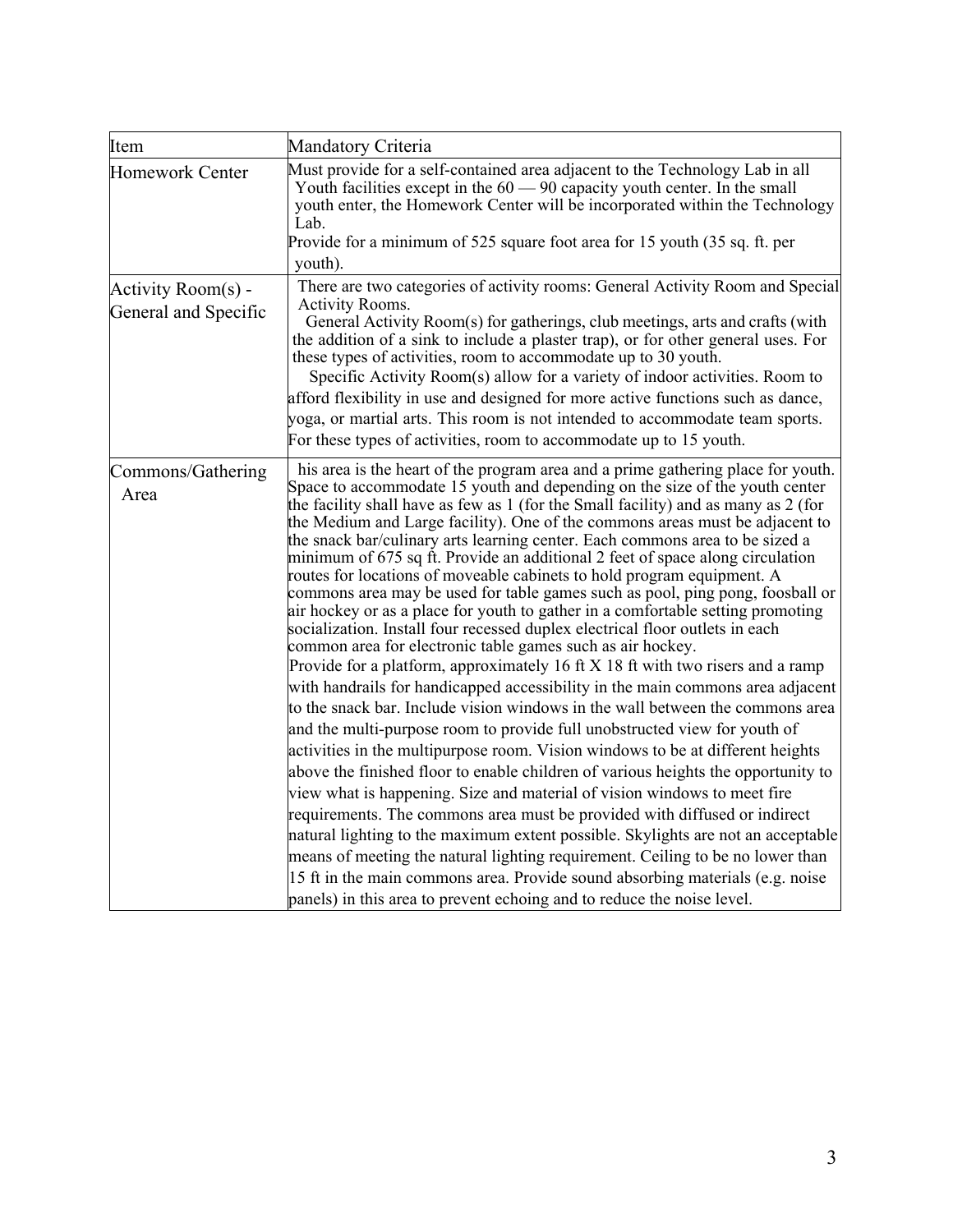| Item | Mandatory Criteria |
| --- | --- |
| Homework Center | Must provide for a self-contained area adjacent to the Technology Lab in all Youth facilities except in the 60 — 90 capacity youth center. In the small youth enter, the Homework Center will be incorporated within the Technology Lab.<br>Provide for a minimum of 525 square foot area for 15 youth (35 sq. ft. per youth). |
| Activity Room(s) - General and Specific | There are two categories of activity rooms: General Activity Room and Special Activity Rooms.<br>General Activity Room(s) for gatherings, club meetings, arts and crafts (with the addition of a sink to include a plaster trap), or for other general uses. For these types of activities, room to accommodate up to 30 youth.<br>Specific Activity Room(s) allow for a variety of indoor activities. Room to afford flexibility in use and designed for more active functions such as dance, yoga, or martial arts. This room is not intended to accommodate team sports. For these types of activities, room to accommodate up to 15 youth. |
| Commons/Gathering Area | his area is the heart of the program area and a prime gathering place for youth. Space to accommodate 15 youth and depending on the size of the youth center the facility shall have as few as 1 (for the Small facility) and as many as 2 (for the Medium and Large facility). One of the commons areas must be adjacent to the snack bar/culinary arts learning center. Each commons area to be sized a minimum of 675 sq ft. Provide an additional 2 feet of space along circulation routes for locations of moveable cabinets to hold program equipment. A commons area may be used for table games such as pool, ping pong, foosball or air hockey or as a place for youth to gather in a comfortable setting promoting socialization. Install four recessed duplex electrical floor outlets in each common area for electronic table games such as air hockey.<br>Provide for a platform, approximately 16 ft X 18 ft with two risers and a ramp with handrails for handicapped accessibility in the main commons area adjacent to the snack bar. Include vision windows in the wall between the commons area and the multi-purpose room to provide full unobstructed view for youth of activities in the multipurpose room. Vision windows to be at different heights above the finished floor to enable children of various heights the opportunity to view what is happening. Size and material of vision windows to meet fire requirements. The commons area must be provided with diffused or indirect natural lighting to the maximum extent possible. Skylights are not an acceptable means of meeting the natural lighting requirement. Ceiling to be no lower than 15 ft in the main commons area. Provide sound absorbing materials (e.g. noise panels) in this area to prevent echoing and to reduce the noise level. |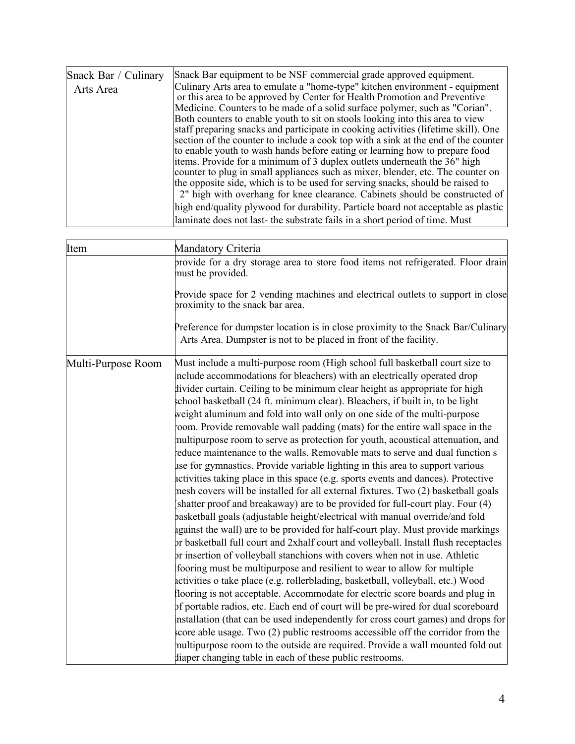| Item | Mandatory Criteria |
| --- | --- |
| Snack Bar / Culinary Arts Area | Snack Bar equipment to be NSF commercial grade approved equipment. Culinary Arts area to emulate a "home-type" kitchen environment - equipment or this area to be approved by Center for Health Promotion and Preventive Medicine. Counters to be made of a solid surface polymer, such as "Corian". Both counters to enable youth to sit on stools looking into this area to view staff preparing snacks and participate in cooking activities (lifetime skill). One section of the counter to include a cook top with a sink at the end of the counter to enable youth to wash hands before eating or learning how to prepare food items. Provide for a minimum of 3 duplex outlets underneath the 36" high counter to plug in small appliances such as mixer, blender, etc. The counter on the opposite side, which is to be used for serving snacks, should be raised to 2" high with overhang for knee clearance. Cabinets should be constructed of high end/quality plywood for durability. Particle board not acceptable as plastic laminate does not last- the substrate fails in a short period of time. Must provide for a dry storage area to store food items not refrigerated. Floor drain must be provided.<br><br>Provide space for 2 vending machines and electrical outlets to support in close proximity to the snack bar area.<br><br>Preference for dumpster location is in close proximity to the Snack Bar/Culinary Arts Area. Dumpster is not to be placed in front of the facility. |
| Multi-Purpose Room | Must include a multi-purpose room (High school full basketball court size to include accommodations for bleachers) with an electrically operated drop divider curtain. Ceiling to be minimum clear height as appropriate for high school basketball (24 ft. minimum clear). Bleachers, if built in, to be light weight aluminum and fold into wall only on one side of the multi-purpose room. Provide removable wall padding (mats) for the entire wall space in the multipurpose room to serve as protection for youth, acoustical attenuation, and reduce maintenance to the walls. Removable mats to serve and dual function s use for gymnastics. Provide variable lighting in this area to support various activities taking place in this space (e.g. sports events and dances). Protective mesh covers will be installed for all external fixtures. Two (2) basketball goals (shatter proof and breakaway) are to be provided for full-court play. Four (4) basketball goals (adjustable height/electrical with manual override/and fold against the wall) are to be provided for half-court play. Must provide markings or basketball full court and 2xhalf court and volleyball. Install flush receptacles or insertion of volleyball stanchions with covers when not in use. Athletic flooring must be multipurpose and resilient to wear to allow for multiple activities o take place (e.g. rollerblading, basketball, volleyball, etc.) Wood flooring is not acceptable. Accommodate for electric score boards and plug in of portable radios, etc. Each end of court will be pre-wired for dual scoreboard installation (that can be used independently for cross court games) and drops for score able usage. Two (2) public restrooms accessible off the corridor from the multipurpose room to the outside are required. Provide a wall mounted fold out diaper changing table in each of these public restrooms. |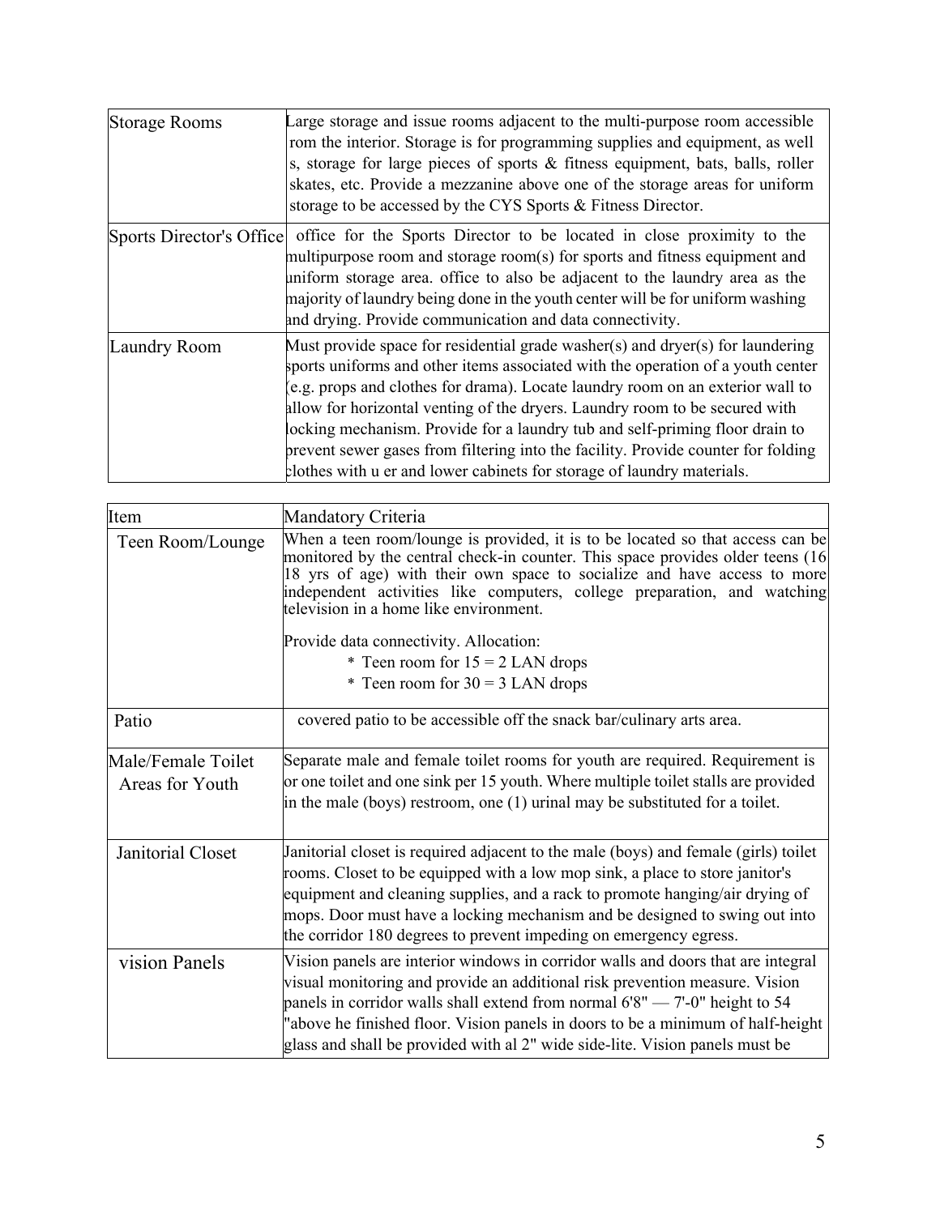| | |
|---|---|
| Storage Rooms | Large storage and issue rooms adjacent to the multi-purpose room accessible rom the interior. Storage is for programming supplies and equipment, as well s, storage for large pieces of sports & fitness equipment, bats, balls, roller skates, etc. Provide a mezzanine above one of the storage areas for uniform storage to be accessed by the CYS Sports & Fitness Director. |
| Sports Director's Office | office for the Sports Director to be located in close proximity to the multipurpose room and storage room(s) for sports and fitness equipment and uniform storage area. office to also be adjacent to the laundry area as the majority of laundry being done in the youth center will be for uniform washing and drying. Provide communication and data connectivity. |
| Laundry Room | Must provide space for residential grade washer(s) and dryer(s) for laundering sports uniforms and other items associated with the operation of a youth center (e.g. props and clothes for drama). Locate laundry room on an exterior wall to allow for horizontal venting of the dryers. Laundry room to be secured with locking mechanism. Provide for a laundry tub and self-priming floor drain to prevent sewer gases from filtering into the facility. Provide counter for folding clothes with u er and lower cabinets for storage of laundry materials. |

| Item | Mandatory Criteria |
|---|---|
| Teen Room/Lounge | When a teen room/lounge is provided, it is to be located so that access can be monitored by the central check-in counter. This space provides older teens (16 18 yrs of age) with their own space to socialize and have access to more independent activities like computers, college preparation, and watching television in a home like environment.<br><br>Provide data connectivity. Allocation:<br>* Teen room for 15 = 2 LAN drops<br>* Teen room for 30 = 3 LAN drops |
| Patio | covered patio to be accessible off the snack bar/culinary arts area. |
| Male/Female Toilet Areas for Youth | Separate male and female toilet rooms for youth are required. Requirement is or one toilet and one sink per 15 youth. Where multiple toilet stalls are provided in the male (boys) restroom, one (1) urinal may be substituted for a toilet. |
| Janitorial Closet | Janitorial closet is required adjacent to the male (boys) and female (girls) toilet rooms. Closet to be equipped with a low mop sink, a place to store janitor's equipment and cleaning supplies, and a rack to promote hanging/air drying of mops. Door must have a locking mechanism and be designed to swing out into the corridor 180 degrees to prevent impeding on emergency egress. |
| vision Panels | Vision panels are interior windows in corridor walls and doors that are integral visual monitoring and provide an additional risk prevention measure. Vision panels in corridor walls shall extend from normal 6'8" — 7'-0" height to 54 "above he finished floor. Vision panels in doors to be a minimum of half-height glass and shall be provided with al 2" wide side-lite. Vision panels must be |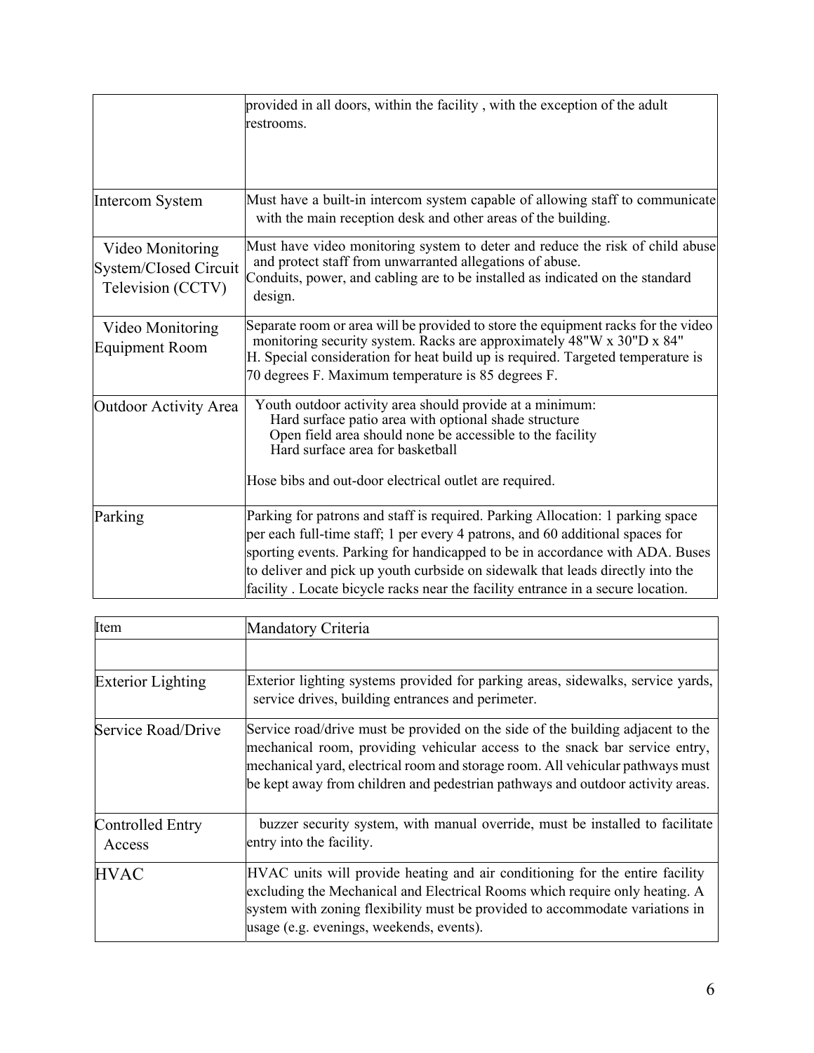| | |
|---|---|
| | provided in all doors, within the facility , with the exception of the adult restrooms. |
| Intercom System | Must have a built-in intercom system capable of allowing staff to communicate with the main reception desk and other areas of the building. |
| Video Monitoring System/CIosed Circuit Television (CCTV) | Must have video monitoring system to deter and reduce the risk of child abuse and protect staff from unwarranted allegations of abuse.<br>Conduits, power, and cabling are to be installed as indicated on the standard design. |
| Video Monitoring Equipment Room | Separate room or area will be provided to store the equipment racks for the video monitoring security system. Racks are approximately 48"W x 30"D x 84" H. Special consideration for heat build up is required. Targeted temperature is 70 degrees F. Maximum temperature is 85 degrees F. |
| Outdoor Activity Area | Youth outdoor activity area should provide at a minimum:<br>Hard surface patio area with optional shade structure<br>Open field area should none be accessible to the facility<br>Hard surface area for basketball<br><br>Hose bibs and out-door electrical outlet are required. |
| Parking | Parking for patrons and staff is required. Parking Allocation: 1 parking space per each full-time staff; 1 per every 4 patrons, and 60 additional spaces for sporting events. Parking for handicapped to be in accordance with ADA. Buses to deliver and pick up youth curbside on sidewalk that leads directly into the facility . Locate bicycle racks near the facility entrance in a secure location. |

| Item | Mandatory Criteria |
|---|---|
| | |
| Exterior Lighting | Exterior lighting systems provided for parking areas, sidewalks, service yards, service drives, building entrances and perimeter. |
| Service Road/Drive | Service road/drive must be provided on the side of the building adjacent to the mechanical room, providing vehicular access to the snack bar service entry, mechanical yard, electrical room and storage room. All vehicular pathways must be kept away from children and pedestrian pathways and outdoor activity areas. |
| Controlled Entry Access | buzzer security system, with manual override, must be installed to facilitate entry into the facility. |
| HVAC | HVAC units will provide heating and air conditioning for the entire facility excluding the Mechanical and Electrical Rooms which require only heating. A system with zoning flexibility must be provided to accommodate variations in usage (e.g. evenings, weekends, events). |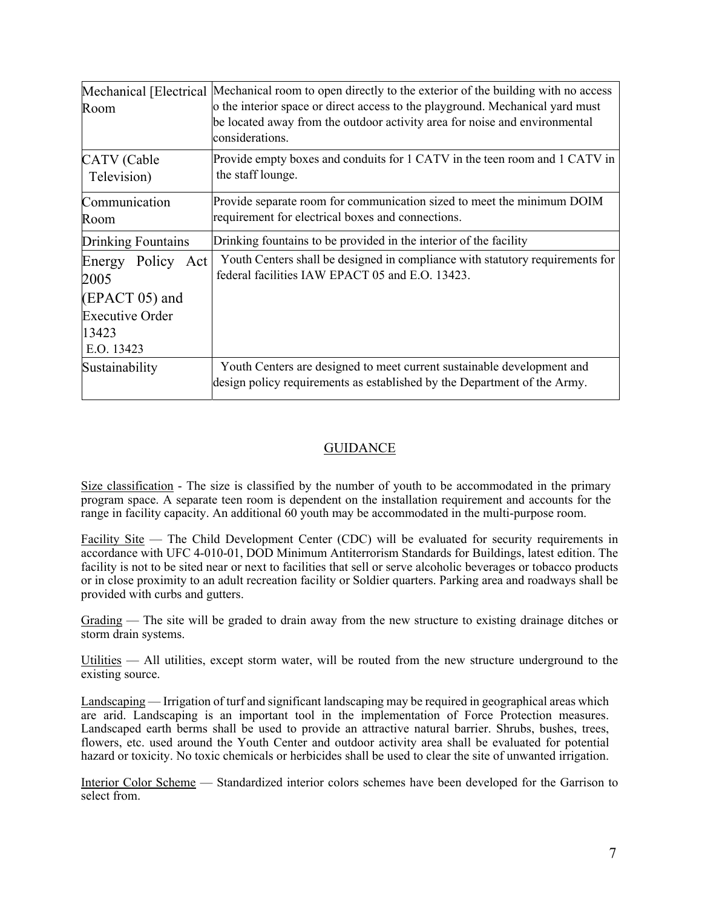| Mechanical [Electrical Room | Mechanical room to open directly to the exterior of the building with no access o the interior space or direct access to the playground. Mechanical yard must be located away from the outdoor activity area for noise and environmental considerations. |
|---|---|
| CATV (Cable Television) | Provide empty boxes and conduits for 1 CATV in the teen room and 1 CATV in the staff lounge. |
| Communication Room | Provide separate room for communication sized to meet the minimum DOIM requirement for electrical boxes and connections. |
| Drinking Fountains | Drinking fountains to be provided in the interior of the facility |
| Energy Policy Act 2005 (EPACT 05) and Executive Order 13423 E.O. 13423 | Youth Centers shall be designed in compliance with statutory requirements for federal facilities IAW EPACT 05 and E.O. 13423. |
| Sustainability | Youth Centers are designed to meet current sustainable development and design policy requirements as established by the Department of the Army. |

## GUIDANCE

Size classification - The size is classified by the number of youth to be accommodated in the primary program space. A separate teen room is dependent on the installation requirement and accounts for the range in facility capacity. An additional 60 youth may be accommodated in the multi-purpose room.

Facility Site — The Child Development Center (CDC) will be evaluated for security requirements in accordance with UFC 4-010-01, DOD Minimum Antiterrorism Standards for Buildings, latest edition. The facility is not to be sited near or next to facilities that sell or serve alcoholic beverages or tobacco products or in close proximity to an adult recreation facility or Soldier quarters. Parking area and roadways shall be provided with curbs and gutters.

Grading — The site will be graded to drain away from the new structure to existing drainage ditches or storm drain systems.

Utilities — All utilities, except storm water, will be routed from the new structure underground to the existing source.

Landscaping — Irrigation of turf and significant landscaping may be required in geographical areas which are arid. Landscaping is an important tool in the implementation of Force Protection measures. Landscaped earth berms shall be used to provide an attractive natural barrier. Shrubs, bushes, trees, flowers, etc. used around the Youth Center and outdoor activity area shall be evaluated for potential hazard or toxicity. No toxic chemicals or herbicides shall be used to clear the site of unwanted irrigation.

Interior Color Scheme — Standardized interior colors schemes have been developed for the Garrison to select from.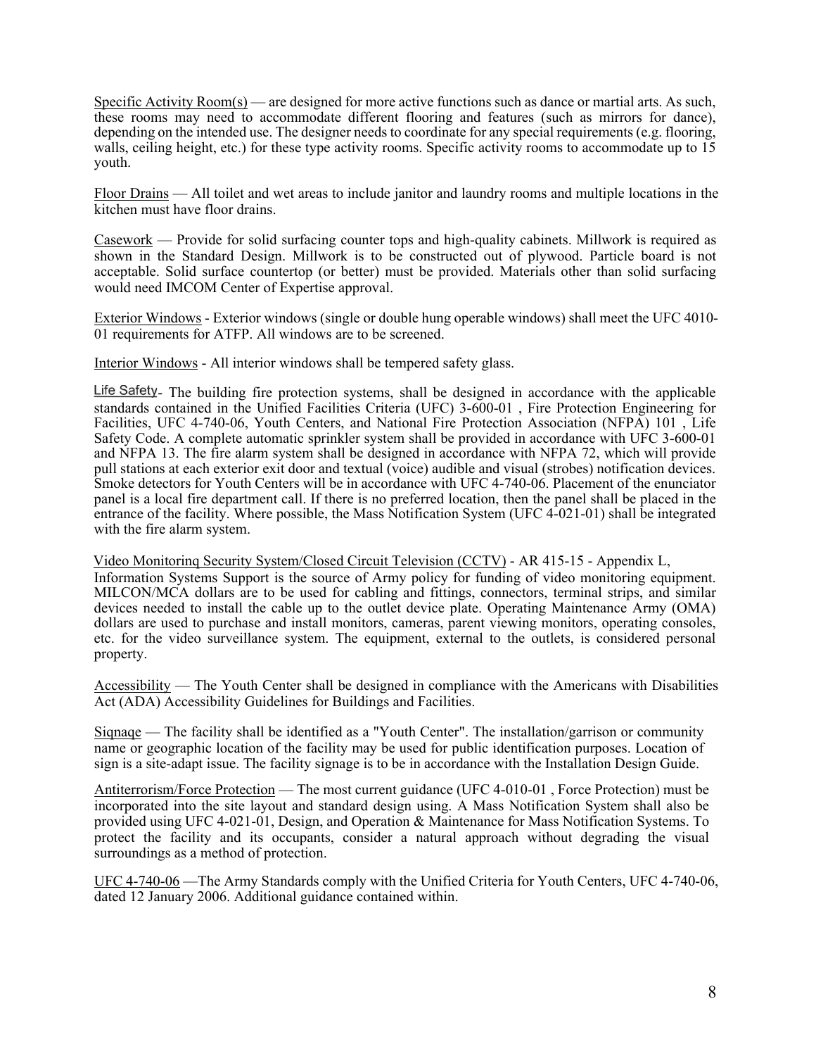Specific Activity Room(s) — are designed for more active functions such as dance or martial arts. As such, these rooms may need to accommodate different flooring and features (such as mirrors for dance), depending on the intended use. The designer needs to coordinate for any special requirements (e.g. flooring, walls, ceiling height, etc.) for these type activity rooms. Specific activity rooms to accommodate up to 15 youth.

Floor Drains — All toilet and wet areas to include janitor and laundry rooms and multiple locations in the kitchen must have floor drains.

Casework — Provide for solid surfacing counter tops and high-quality cabinets. Millwork is required as shown in the Standard Design. Millwork is to be constructed out of plywood. Particle board is not acceptable. Solid surface countertop (or better) must be provided. Materials other than solid surfacing would need IMCOM Center of Expertise approval.

Exterior Windows - Exterior windows (single or double hung operable windows) shall meet the UFC 4010-01 requirements for ATFP. All windows are to be screened.

Interior Windows - All interior windows shall be tempered safety glass.

Life Safety- The building fire protection systems, shall be designed in accordance with the applicable standards contained in the Unified Facilities Criteria (UFC) 3-600-01 , Fire Protection Engineering for Facilities, UFC 4-740-06, Youth Centers, and National Fire Protection Association (NFPA) 101 , Life Safety Code. A complete automatic sprinkler system shall be provided in accordance with UFC 3-600-01 and NFPA 13. The fire alarm system shall be designed in accordance with NFPA 72, which will provide pull stations at each exterior exit door and textual (voice) audible and visual (strobes) notification devices. Smoke detectors for Youth Centers will be in accordance with UFC 4-740-06. Placement of the enunciator panel is a local fire department call. If there is no preferred location, then the panel shall be placed in the entrance of the facility. Where possible, the Mass Notification System (UFC 4-021-01) shall be integrated with the fire alarm system.

Video Monitorinq Security System/Closed Circuit Television (CCTV) - AR 415-15 - Appendix L, Information Systems Support is the source of Army policy for funding of video monitoring equipment. MILCON/MCA dollars are to be used for cabling and fittings, connectors, terminal strips, and similar devices needed to install the cable up to the outlet device plate. Operating Maintenance Army (OMA) dollars are used to purchase and install monitors, cameras, parent viewing monitors, operating consoles, etc. for the video surveillance system. The equipment, external to the outlets, is considered personal property.

Accessibility — The Youth Center shall be designed in compliance with the Americans with Disabilities Act (ADA) Accessibility Guidelines for Buildings and Facilities.

Siqnaqe — The facility shall be identified as a "Youth Center". The installation/garrison or community name or geographic location of the facility may be used for public identification purposes. Location of sign is a site-adapt issue. The facility signage is to be in accordance with the Installation Design Guide.

Antiterrorism/Force Protection — The most current guidance (UFC 4-010-01 , Force Protection) must be incorporated into the site layout and standard design using. A Mass Notification System shall also be provided using UFC 4-021-01, Design, and Operation & Maintenance for Mass Notification Systems. To protect the facility and its occupants, consider a natural approach without degrading the visual surroundings as a method of protection.

UFC 4-740-06 —The Army Standards comply with the Unified Criteria for Youth Centers, UFC 4-740-06, dated 12 January 2006. Additional guidance contained within.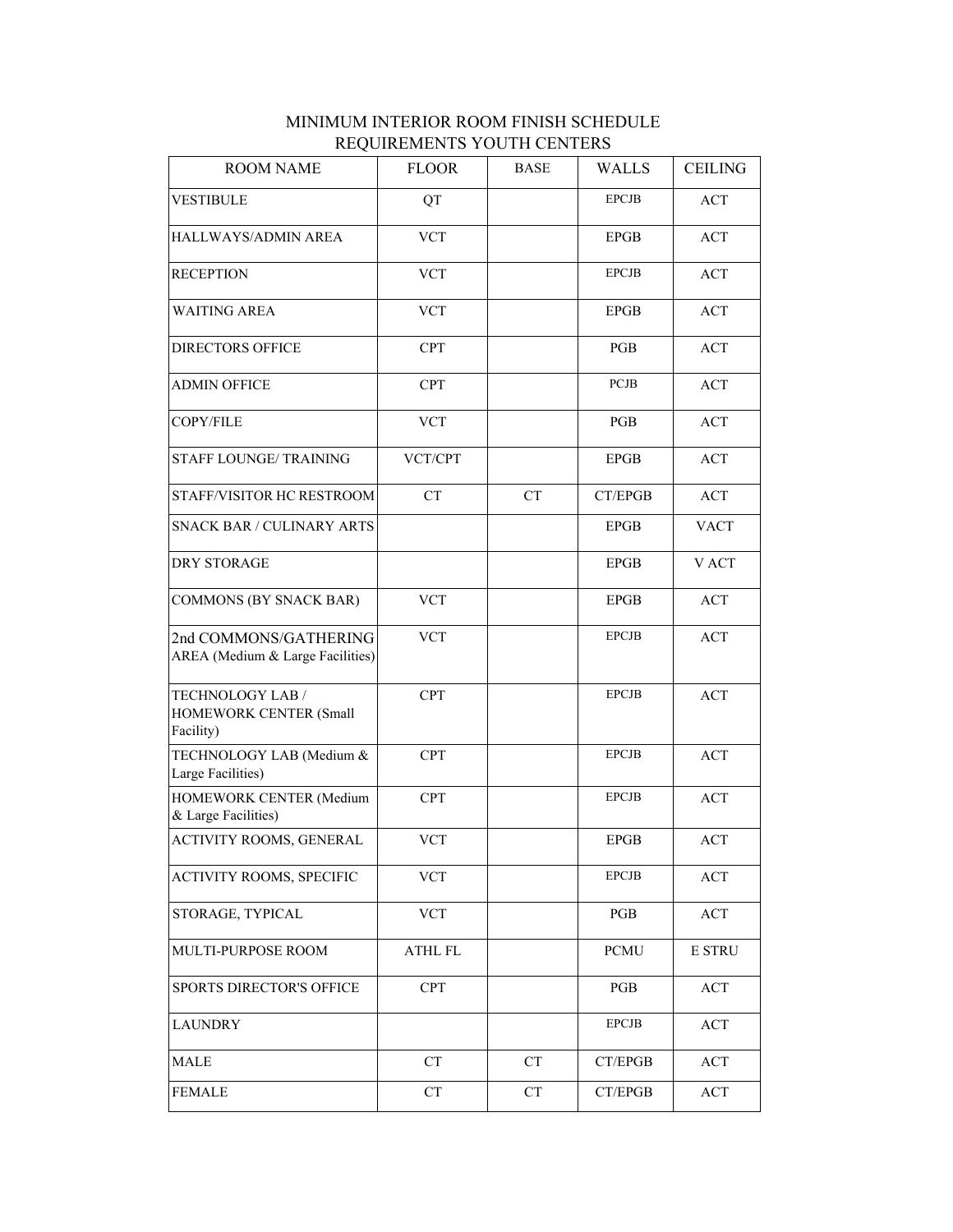# MINIMUM INTERIOR ROOM FINISH SCHEDULE REQUIREMENTS YOUTH CENTERS

| ROOM NAME | FLOOR | BASE | WALLS | CEILING |
|---|---|---|---|---|
| VESTIBULE | QT | | EPCJB | ACT |
| HALLWAYS/ADMIN AREA | VCT | | EPGB | ACT |
| RECEPTION | VCT | | EPCJB | ACT |
| WAITING AREA | VCT | | EPGB | ACT |
| DIRECTORS OFFICE | CPT | | PGB | ACT |
| ADMIN OFFICE | CPT | | PCJB | ACT |
| COPY/FILE | VCT | | PGB | ACT |
| STAFF LOUNGE/ TRAINING | VCT/CPT | | EPGB | ACT |
| STAFF/VISITOR HC RESTROOM | CT | CT | CT/EPGB | ACT |
| SNACK BAR / CULINARY ARTS | | | EPGB | VACT |
| DRY STORAGE | | | EPGB | V ACT |
| COMMONS (BY SNACK BAR) | VCT | | EPGB | ACT |
| 2nd COMMONS/GATHERING AREA (Medium & Large Facilities) | VCT | | EPCJB | ACT |
| TECHNOLOGY LAB / HOMEWORK CENTER (Small Facility) | CPT | | EPCJB | ACT |
| TECHNOLOGY LAB (Medium & Large Facilities) | CPT | | EPCJB | ACT |
| HOMEWORK CENTER (Medium & Large Facilities) | CPT | | EPCJB | ACT |
| ACTIVITY ROOMS, GENERAL | VCT | | EPGB | ACT |
| ACTIVITY ROOMS, SPECIFIC | VCT | | EPCJB | ACT |
| STORAGE, TYPICAL | VCT | | PGB | ACT |
| MULTI-PURPOSE ROOM | ATHL FL | | PCMU | E STRU |
| SPORTS DIRECTOR'S OFFICE | CPT | | PGB | ACT |
| LAUNDRY | | | EPCJB | ACT |
| MALE | CT | CT | CT/EPGB | ACT |
| FEMALE | CT | CT | CT/EPGB | ACT |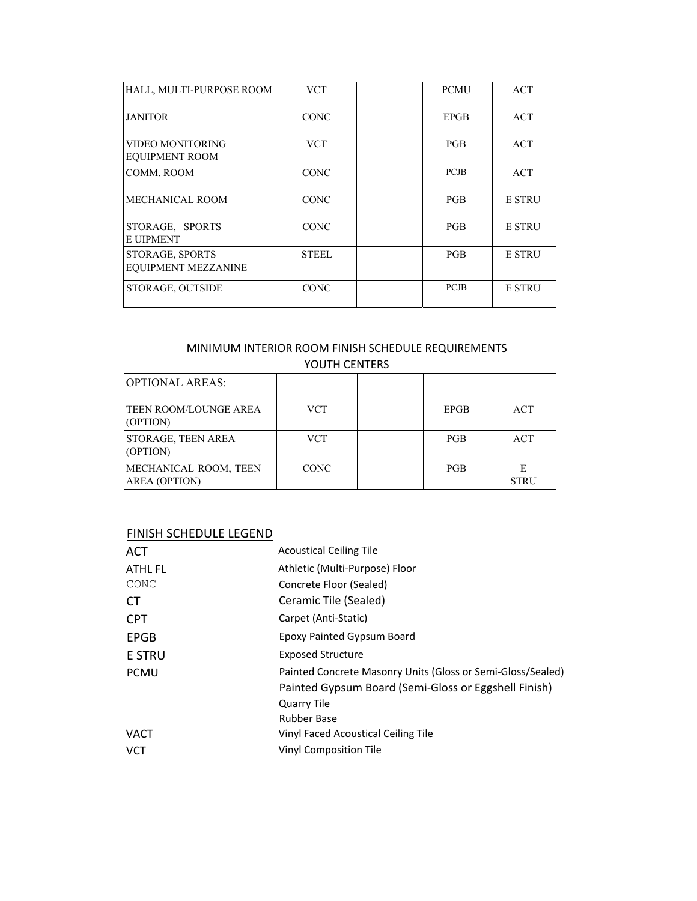| | | | | |
|---|---|---|---|---|
| HALL, MULTI-PURPOSE ROOM | VCT | | PCMU | ACT |
| JANITOR | CONC | | EPGB | ACT |
| VIDEO MONITORING EQUIPMENT ROOM | VCT | | PGB | ACT |
| COMM. ROOM | CONC | | PCJB | ACT |
| MECHANICAL ROOM | CONC | | PGB | E STRU |
| STORAGE, SPORTS E UIPMENT | CONC | | PGB | E STRU |
| STORAGE, SPORTS EQUIPMENT MEZZANINE | STEEL | | PGB | E STRU |
| STORAGE, OUTSIDE | CONC | | PCJB | E STRU |

MINIMUM INTERIOR ROOM FINISH SCHEDULE REQUIREMENTS
YOUTH CENTERS

| OPTIONAL AREAS: | | | | |
|---|---|---|---|---|
| TEEN ROOM/LOUNGE AREA (OPTION) | VCT | | EPGB | ACT |
| STORAGE, TEEN AREA (OPTION) | VCT | | PGB | ACT |
| MECHANICAL ROOM, TEEN AREA (OPTION) | CONC | | PGB | E STRU |

FINISH SCHEDULE LEGEND

| | |
|---|---|
| ACT | Acoustical Ceiling Tile |
| ATHL FL | Athletic (Multi-Purpose) Floor |
| CONC | Concrete Floor (Sealed) |
| CT | Ceramic Tile (Sealed) |
| CPT | Carpet (Anti-Static) |
| EPGB | Epoxy Painted Gypsum Board |
| E STRU | Exposed Structure |
| PCMU | Painted Concrete Masonry Units (Gloss or Semi-Gloss/Sealed) |
| | Painted Gypsum Board (Semi-Gloss or Eggshell Finish) |
| | Quarry Tile |
| | Rubber Base |
| VACT | Vinyl Faced Acoustical Ceiling Tile |
| VCT | Vinyl Composition Tile |